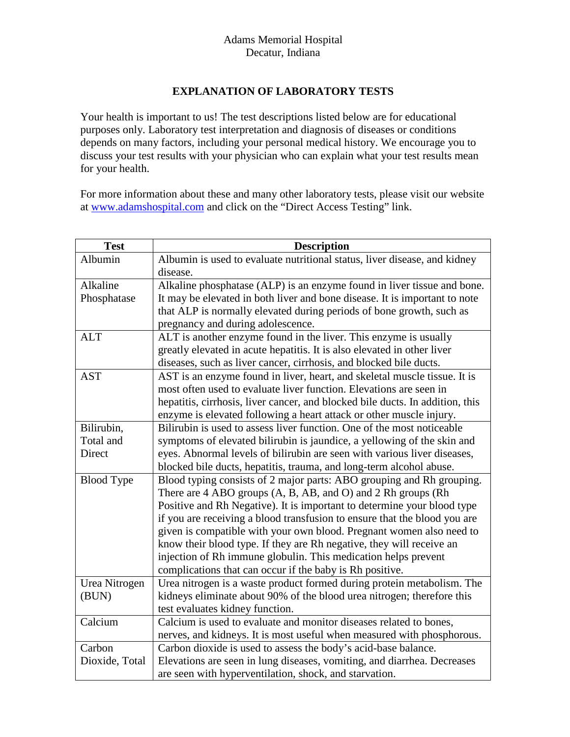Adams Memorial Hospital
Decatur, Indiana

# EXPLANATION OF LABORATORY TESTS

Your health is important to us! The test descriptions listed below are for educational purposes only. Laboratory test interpretation and diagnosis of diseases or conditions depends on many factors, including your personal medical history. We encourage you to discuss your test results with your physician who can explain what your test results mean for your health.

For more information about these and many other laboratory tests, please visit our website at [www.adamshospital.com](http://www.adamshospital.com) and click on the "Direct Access Testing" link.

| Test | Description |
|---|---|
| Albumin | Albumin is used to evaluate nutritional status, liver disease, and kidney disease. |
| Alkaline Phosphatase | Alkaline phosphatase (ALP) is an enzyme found in liver tissue and bone. It may be elevated in both liver and bone disease. It is important to note that ALP is normally elevated during periods of bone growth, such as pregnancy and during adolescence. |
| ALT | ALT is another enzyme found in the liver. This enzyme is usually greatly elevated in acute hepatitis. It is also elevated in other liver diseases, such as liver cancer, cirrhosis, and blocked bile ducts. |
| AST | AST is an enzyme found in liver, heart, and skeletal muscle tissue. It is most often used to evaluate liver function. Elevations are seen in hepatitis, cirrhosis, liver cancer, and blocked bile ducts. In addition, this enzyme is elevated following a heart attack or other muscle injury. |
| Bilirubin, Total and Direct | Bilirubin is used to assess liver function. One of the most noticeable symptoms of elevated bilirubin is jaundice, a yellowing of the skin and eyes. Abnormal levels of bilirubin are seen with various liver diseases, blocked bile ducts, hepatitis, trauma, and long-term alcohol abuse. |
| Blood Type | Blood typing consists of 2 major parts: ABO grouping and Rh grouping. There are 4 ABO groups (A, B, AB, and O) and 2 Rh groups (Rh Positive and Rh Negative). It is important to determine your blood type if you are receiving a blood transfusion to ensure that the blood you are given is compatible with your own blood. Pregnant women also need to know their blood type. If they are Rh negative, they will receive an injection of Rh immune globulin. This medication helps prevent complications that can occur if the baby is Rh positive. |
| Urea Nitrogen (BUN) | Urea nitrogen is a waste product formed during protein metabolism. The kidneys eliminate about 90% of the blood urea nitrogen; therefore this test evaluates kidney function. |
| Calcium | Calcium is used to evaluate and monitor diseases related to bones, nerves, and kidneys. It is most useful when measured with phosphorous. |
| Carbon Dioxide, Total | Carbon dioxide is used to assess the body's acid-base balance. Elevations are seen in lung diseases, vomiting, and diarrhea. Decreases are seen with hyperventilation, shock, and starvation. |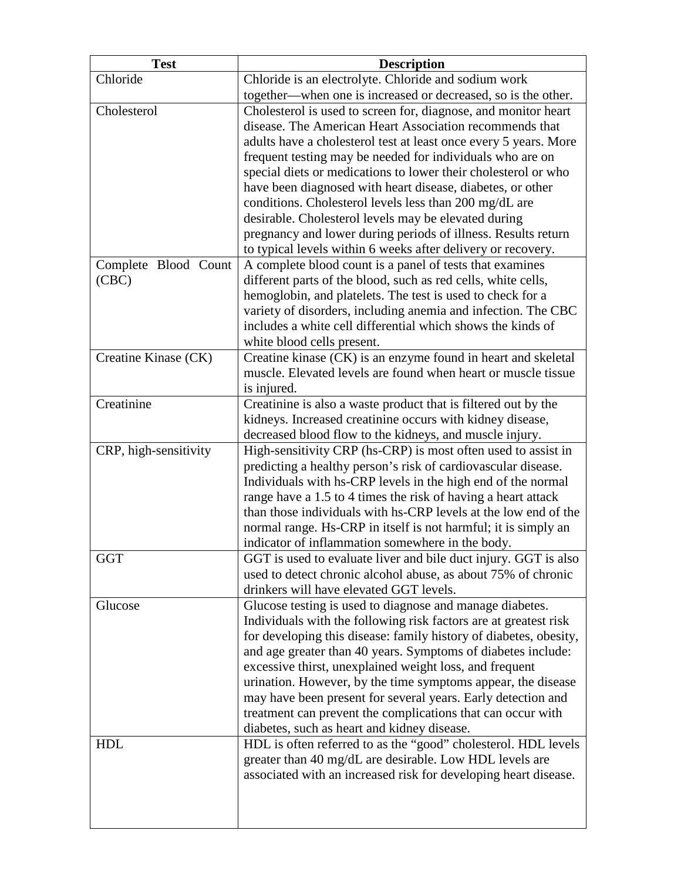| Test | Description |
|---|---|
| Chloride | Chloride is an electrolyte. Chloride and sodium work together—when one is increased or decreased, so is the other. |
| Cholesterol | Cholesterol is used to screen for, diagnose, and monitor heart disease. The American Heart Association recommends that adults have a cholesterol test at least once every 5 years. More frequent testing may be needed for individuals who are on special diets or medications to lower their cholesterol or who have been diagnosed with heart disease, diabetes, or other conditions. Cholesterol levels less than 200 mg/dL are desirable. Cholesterol levels may be elevated during pregnancy and lower during periods of illness. Results return to typical levels within 6 weeks after delivery or recovery. |
| Complete Blood Count (CBC) | A complete blood count is a panel of tests that examines different parts of the blood, such as red cells, white cells, hemoglobin, and platelets. The test is used to check for a variety of disorders, including anemia and infection. The CBC includes a white cell differential which shows the kinds of white blood cells present. |
| Creatine Kinase (CK) | Creatine kinase (CK) is an enzyme found in heart and skeletal muscle. Elevated levels are found when heart or muscle tissue is injured. |
| Creatinine | Creatinine is also a waste product that is filtered out by the kidneys. Increased creatinine occurs with kidney disease, decreased blood flow to the kidneys, and muscle injury. |
| CRP, high-sensitivity | High-sensitivity CRP (hs-CRP) is most often used to assist in predicting a healthy person's risk of cardiovascular disease. Individuals with hs-CRP levels in the high end of the normal range have a 1.5 to 4 times the risk of having a heart attack than those individuals with hs-CRP levels at the low end of the normal range. Hs-CRP in itself is not harmful; it is simply an indicator of inflammation somewhere in the body. |
| GGT | GGT is used to evaluate liver and bile duct injury. GGT is also used to detect chronic alcohol abuse, as about 75% of chronic drinkers will have elevated GGT levels. |
| Glucose | Glucose testing is used to diagnose and manage diabetes. Individuals with the following risk factors are at greatest risk for developing this disease: family history of diabetes, obesity, and age greater than 40 years. Symptoms of diabetes include: excessive thirst, unexplained weight loss, and frequent urination. However, by the time symptoms appear, the disease may have been present for several years. Early detection and treatment can prevent the complications that can occur with diabetes, such as heart and kidney disease. |
| HDL | HDL is often referred to as the "good" cholesterol. HDL levels greater than 40 mg/dL are desirable. Low HDL levels are associated with an increased risk for developing heart disease. |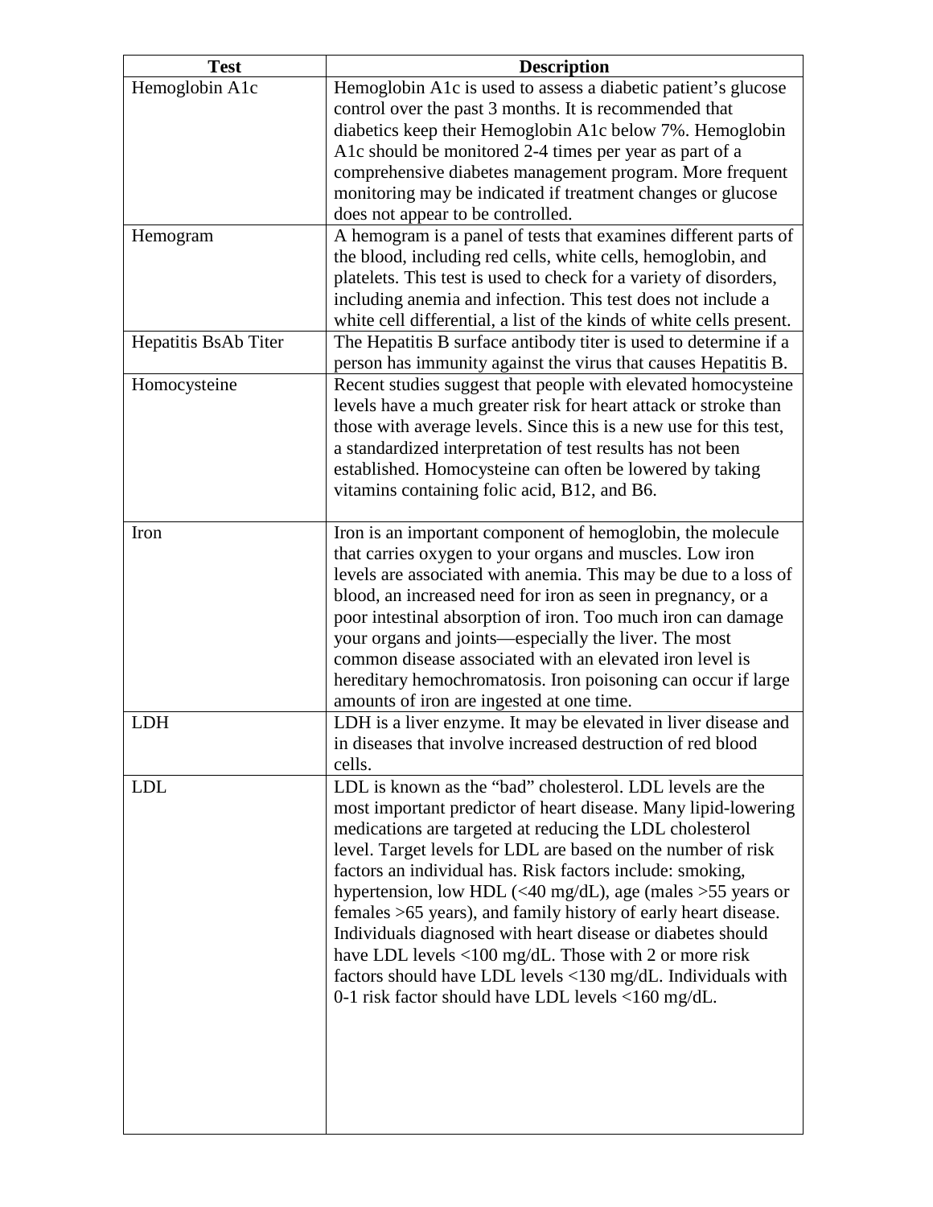| Test | Description |
| --- | --- |
| Hemoglobin A1c | Hemoglobin A1c is used to assess a diabetic patient's glucose control over the past 3 months. It is recommended that diabetics keep their Hemoglobin A1c below 7%. Hemoglobin A1c should be monitored 2-4 times per year as part of a comprehensive diabetes management program. More frequent monitoring may be indicated if treatment changes or glucose does not appear to be controlled. |
| Hemogram | A hemogram is a panel of tests that examines different parts of the blood, including red cells, white cells, hemoglobin, and platelets. This test is used to check for a variety of disorders, including anemia and infection. This test does not include a white cell differential, a list of the kinds of white cells present. |
| Hepatitis BsAb Titer | The Hepatitis B surface antibody titer is used to determine if a person has immunity against the virus that causes Hepatitis B. |
| Homocysteine | Recent studies suggest that people with elevated homocysteine levels have a much greater risk for heart attack or stroke than those with average levels. Since this is a new use for this test, a standardized interpretation of test results has not been established. Homocysteine can often be lowered by taking vitamins containing folic acid, B12, and B6. |
| Iron | Iron is an important component of hemoglobin, the molecule that carries oxygen to your organs and muscles. Low iron levels are associated with anemia. This may be due to a loss of blood, an increased need for iron as seen in pregnancy, or a poor intestinal absorption of iron. Too much iron can damage your organs and joints—especially the liver. The most common disease associated with an elevated iron level is hereditary hemochromatosis. Iron poisoning can occur if large amounts of iron are ingested at one time. |
| LDH | LDH is a liver enzyme. It may be elevated in liver disease and in diseases that involve increased destruction of red blood cells. |
| LDL | LDL is known as the "bad" cholesterol. LDL levels are the most important predictor of heart disease. Many lipid-lowering medications are targeted at reducing the LDL cholesterol level. Target levels for LDL are based on the number of risk factors an individual has. Risk factors include: smoking, hypertension, low HDL (<40 mg/dL), age (males >55 years or females >65 years), and family history of early heart disease. Individuals diagnosed with heart disease or diabetes should have LDL levels <100 mg/dL. Those with 2 or more risk factors should have LDL levels <130 mg/dL. Individuals with 0-1 risk factor should have LDL levels <160 mg/dL. |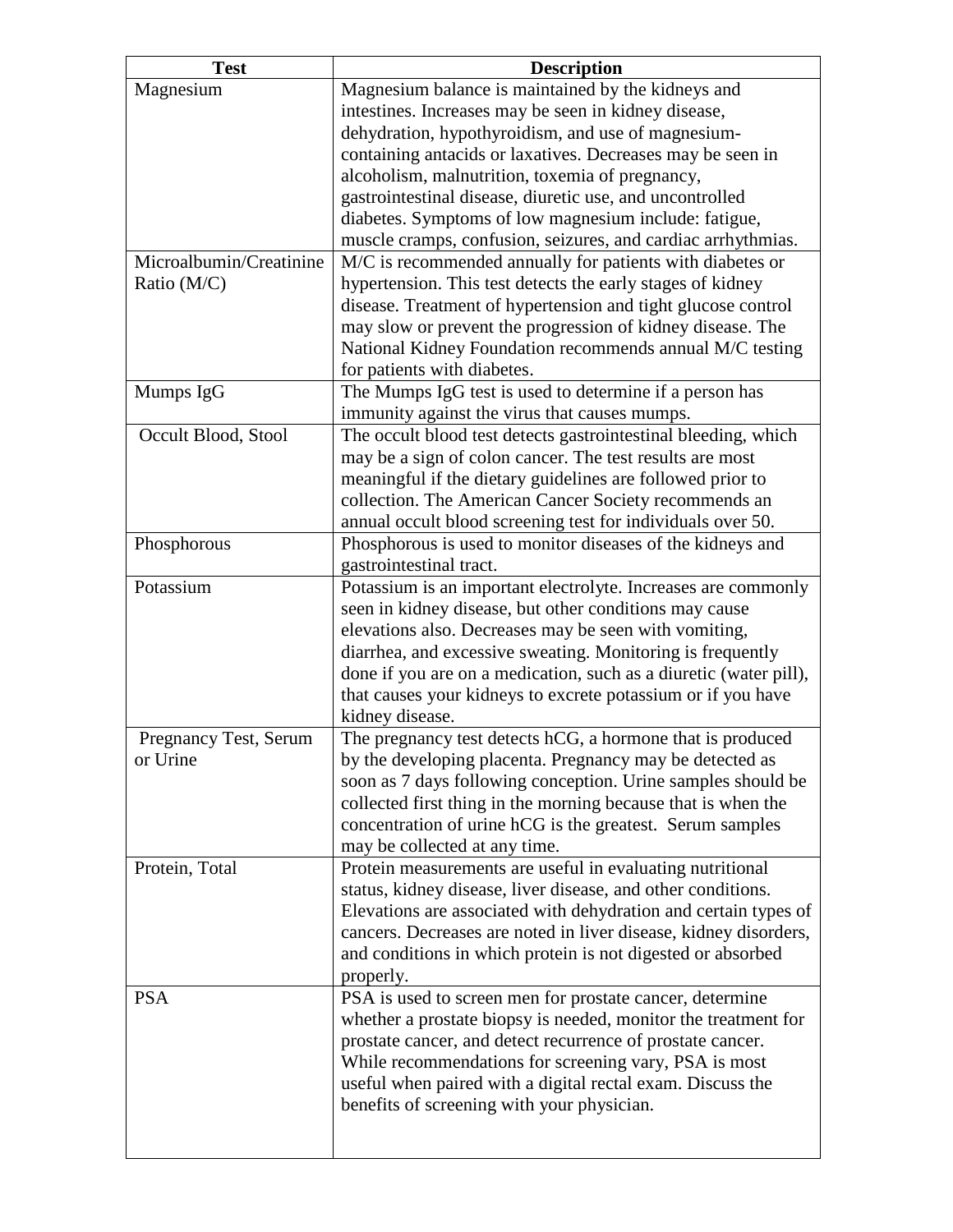| Test | Description |
|---|---|
| Magnesium | Magnesium balance is maintained by the kidneys and intestines. Increases may be seen in kidney disease, dehydration, hypothyroidism, and use of magnesium-containing antacids or laxatives. Decreases may be seen in alcoholism, malnutrition, toxemia of pregnancy, gastrointestinal disease, diuretic use, and uncontrolled diabetes. Symptoms of low magnesium include: fatigue, muscle cramps, confusion, seizures, and cardiac arrhythmias. |
| Microalbumin/Creatinine Ratio (M/C) | M/C is recommended annually for patients with diabetes or hypertension. This test detects the early stages of kidney disease. Treatment of hypertension and tight glucose control may slow or prevent the progression of kidney disease. The National Kidney Foundation recommends annual M/C testing for patients with diabetes. |
| Mumps IgG | The Mumps IgG test is used to determine if a person has immunity against the virus that causes mumps. |
| Occult Blood, Stool | The occult blood test detects gastrointestinal bleeding, which may be a sign of colon cancer. The test results are most meaningful if the dietary guidelines are followed prior to collection. The American Cancer Society recommends an annual occult blood screening test for individuals over 50. |
| Phosphorous | Phosphorous is used to monitor diseases of the kidneys and gastrointestinal tract. |
| Potassium | Potassium is an important electrolyte. Increases are commonly seen in kidney disease, but other conditions may cause elevations also. Decreases may be seen with vomiting, diarrhea, and excessive sweating. Monitoring is frequently done if you are on a medication, such as a diuretic (water pill), that causes your kidneys to excrete potassium or if you have kidney disease. |
| Pregnancy Test, Serum or Urine | The pregnancy test detects hCG, a hormone that is produced by the developing placenta. Pregnancy may be detected as soon as 7 days following conception. Urine samples should be collected first thing in the morning because that is when the concentration of urine hCG is the greatest. Serum samples may be collected at any time. |
| Protein, Total | Protein measurements are useful in evaluating nutritional status, kidney disease, liver disease, and other conditions. Elevations are associated with dehydration and certain types of cancers. Decreases are noted in liver disease, kidney disorders, and conditions in which protein is not digested or absorbed properly. |
| PSA | PSA is used to screen men for prostate cancer, determine whether a prostate biopsy is needed, monitor the treatment for prostate cancer, and detect recurrence of prostate cancer. While recommendations for screening vary, PSA is most useful when paired with a digital rectal exam. Discuss the benefits of screening with your physician. |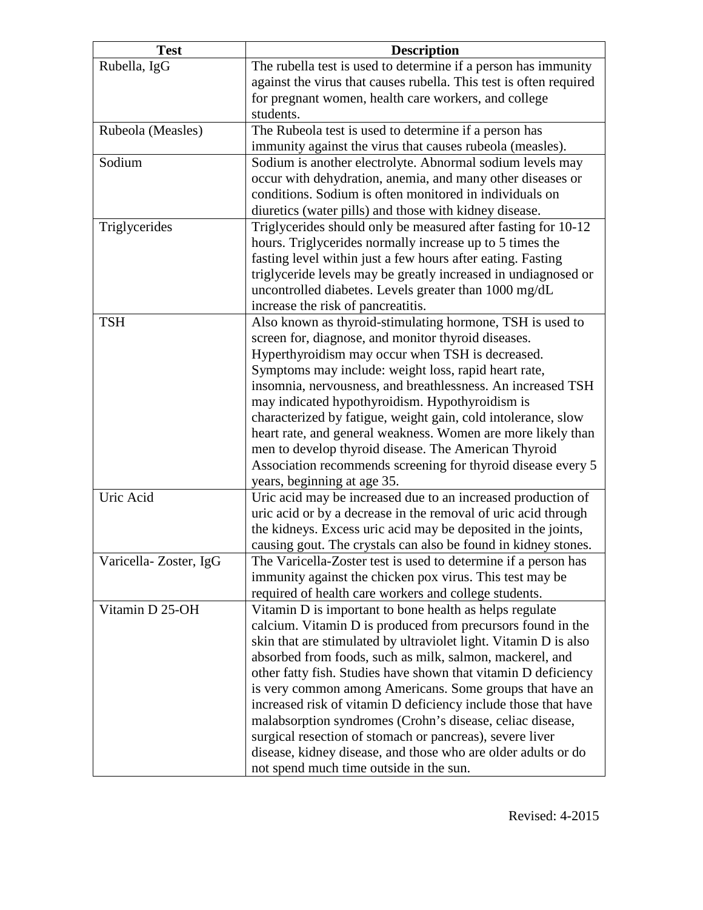| Test | Description |
| --- | --- |
| Rubella, IgG | The rubella test is used to determine if a person has immunity against the virus that causes rubella. This test is often required for pregnant women, health care workers, and college students. |
| Rubeola (Measles) | The Rubeola test is used to determine if a person has immunity against the virus that causes rubeola (measles). |
| Sodium | Sodium is another electrolyte. Abnormal sodium levels may occur with dehydration, anemia, and many other diseases or conditions. Sodium is often monitored in individuals on diuretics (water pills) and those with kidney disease. |
| Triglycerides | Triglycerides should only be measured after fasting for 10-12 hours. Triglycerides normally increase up to 5 times the fasting level within just a few hours after eating. Fasting triglyceride levels may be greatly increased in undiagnosed or uncontrolled diabetes. Levels greater than 1000 mg/dL increase the risk of pancreatitis. |
| TSH | Also known as thyroid-stimulating hormone, TSH is used to screen for, diagnose, and monitor thyroid diseases. Hyperthyroidism may occur when TSH is decreased. Symptoms may include: weight loss, rapid heart rate, insomnia, nervousness, and breathlessness. An increased TSH may indicated hypothyroidism. Hypothyroidism is characterized by fatigue, weight gain, cold intolerance, slow heart rate, and general weakness. Women are more likely than men to develop thyroid disease. The American Thyroid Association recommends screening for thyroid disease every 5 years, beginning at age 35. |
| Uric Acid | Uric acid may be increased due to an increased production of uric acid or by a decrease in the removal of uric acid through the kidneys. Excess uric acid may be deposited in the joints, causing gout. The crystals can also be found in kidney stones. |
| Varicella- Zoster, IgG | The Varicella-Zoster test is used to determine if a person has immunity against the chicken pox virus. This test may be required of health care workers and college students. |
| Vitamin D 25-OH | Vitamin D is important to bone health as helps regulate calcium. Vitamin D is produced from precursors found in the skin that are stimulated by ultraviolet light. Vitamin D is also absorbed from foods, such as milk, salmon, mackerel, and other fatty fish. Studies have shown that vitamin D deficiency is very common among Americans. Some groups that have an increased risk of vitamin D deficiency include those that have malabsorption syndromes (Crohn's disease, celiac disease, surgical resection of stomach or pancreas), severe liver disease, kidney disease, and those who are older adults or do not spend much time outside in the sun. |

Revised: 4-2015